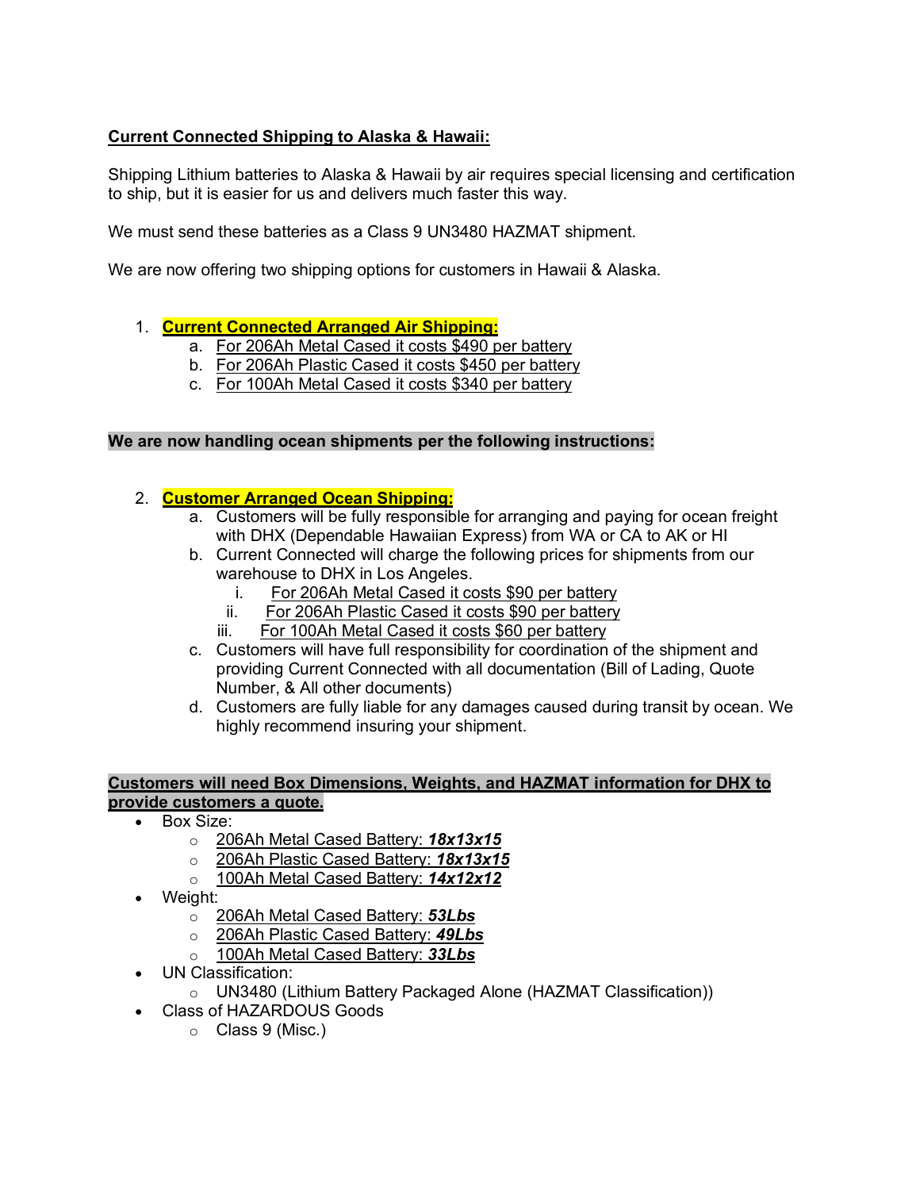**Current Connected Shipping to Alaska & Hawaii:**

Shipping Lithium batteries to Alaska & Hawaii by air requires special licensing and certification to ship, but it is easier for us and delivers much faster this way.

We must send these batteries as a Class 9 UN3480 HAZMAT shipment.

We are now offering two shipping options for customers in Hawaii & Alaska.

1. **Current Connected Arranged Air Shipping:**
   a. For 206Ah Metal Cased it costs $490 per battery
   b. For 206Ah Plastic Cased it costs $450 per battery
   c. For 100Ah Metal Cased it costs $340 per battery

**We are now handling ocean shipments per the following instructions:**

2. **Customer Arranged Ocean Shipping:**
   a. Customers will be fully responsible for arranging and paying for ocean freight with DHX (Dependable Hawaiian Express) from WA or CA to AK or HI
   b. Current Connected will charge the following prices for shipments from our warehouse to DHX in Los Angeles.
      i. For 206Ah Metal Cased it costs $90 per battery
      ii. For 206Ah Plastic Cased it costs $90 per battery
      iii. For 100Ah Metal Cased it costs $60 per battery
   c. Customers will have full responsibility for coordination of the shipment and providing Current Connected with all documentation (Bill of Lading, Quote Number, & All other documents)
   d. Customers are fully liable for any damages caused during transit by ocean. We highly recommend insuring your shipment.

**Customers will need Box Dimensions, Weights, and HAZMAT information for DHX to provide customers a quote.**

- Box Size:
  - 206Ah Metal Cased Battery: ***18x13x15***
  - 206Ah Plastic Cased Battery: ***18x13x15***
  - 100Ah Metal Cased Battery: ***14x12x12***
- Weight:
  - 206Ah Metal Cased Battery: ***53Lbs***
  - 206Ah Plastic Cased Battery: ***49Lbs***
  - 100Ah Metal Cased Battery: ***33Lbs***
- UN Classification:
  - UN3480 (Lithium Battery Packaged Alone (HAZMAT Classification))
- Class of HAZARDOUS Goods
  - Class 9 (Misc.)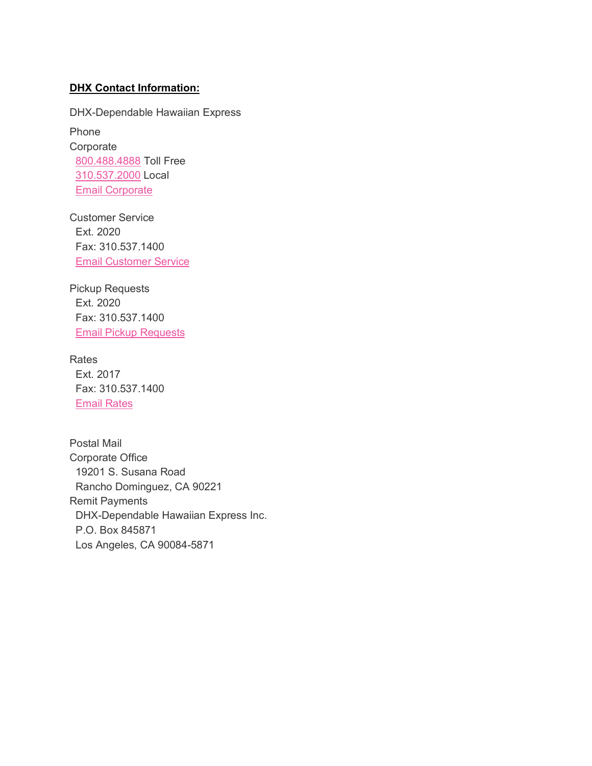**DHX Contact Information:**

DHX-Dependable Hawaiian Express

Phone

Corporate

800.488.4888 Toll Free

310.537.2000 Local

Email Corporate

Customer Service

Ext. 2020

Fax: 310.537.1400

Email Customer Service

Pickup Requests

Ext. 2020

Fax: 310.537.1400

Email Pickup Requests

Rates

Ext. 2017

Fax: 310.537.1400

Email Rates

Postal Mail

Corporate Office

19201 S. Susana Road

Rancho Dominguez, CA 90221

Remit Payments

DHX-Dependable Hawaiian Express Inc.

P.O. Box 845871

Los Angeles, CA 90084-5871